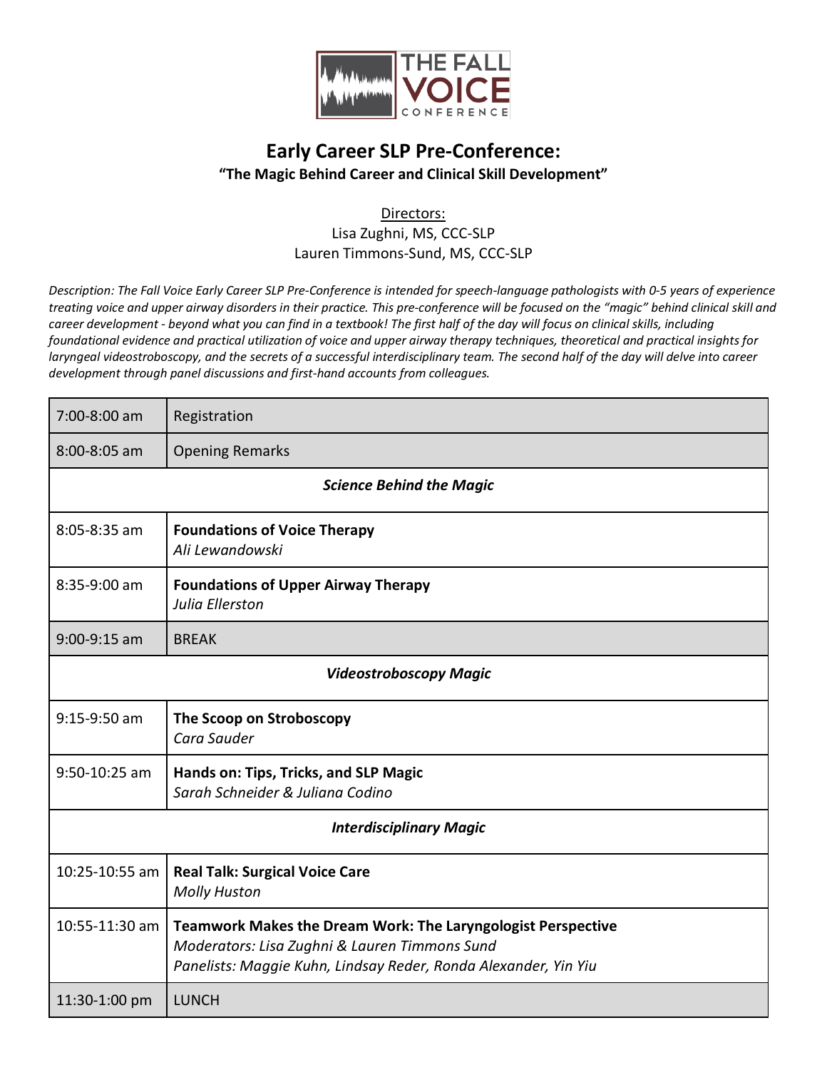THE FALL VOICE CONFERENCE

# Early Career SLP Pre-Conference:

## "The Magic Behind Career and Clinical Skill Development"

Directors:
Lisa Zughni, MS, CCC-SLP
Lauren Timmons-Sund, MS, CCC-SLP

*Description: The Fall Voice Early Career SLP Pre-Conference is intended for speech-language pathologists with 0-5 years of experience treating voice and upper airway disorders in their practice. This pre-conference will be focused on the "magic" behind clinical skill and career development - beyond what you can find in a textbook! The first half of the day will focus on clinical skills, including foundational evidence and practical utilization of voice and upper airway therapy techniques, theoretical and practical insights for laryngeal videostroboscopy, and the secrets of a successful interdisciplinary team. The second half of the day will delve into career development through panel discussions and first-hand accounts from colleagues.*

| Time | Session |
|---|---|
| 7:00-8:00 am | Registration |
| 8:00-8:05 am | Opening Remarks |
| | ***Science Behind the Magic*** |
| 8:05-8:35 am | **Foundations of Voice Therapy**<br>*Ali Lewandowski* |
| 8:35-9:00 am | **Foundations of Upper Airway Therapy**<br>*Julia Ellerston* |
| 9:00-9:15 am | BREAK |
| | ***Videostroboscopy Magic*** |
| 9:15-9:50 am | **The Scoop on Stroboscopy**<br>*Cara Sauder* |
| 9:50-10:25 am | **Hands on: Tips, Tricks, and SLP Magic**<br>*Sarah Schneider & Juliana Codino* |
| | ***Interdisciplinary Magic*** |
| 10:25-10:55 am | **Real Talk: Surgical Voice Care**<br>*Molly Huston* |
| 10:55-11:30 am | **Teamwork Makes the Dream Work: The Laryngologist Perspective**<br>*Moderators: Lisa Zughni & Lauren Timmons Sund*<br>*Panelists: Maggie Kuhn, Lindsay Reder, Ronda Alexander, Yin Yiu* |
| 11:30-1:00 pm | LUNCH |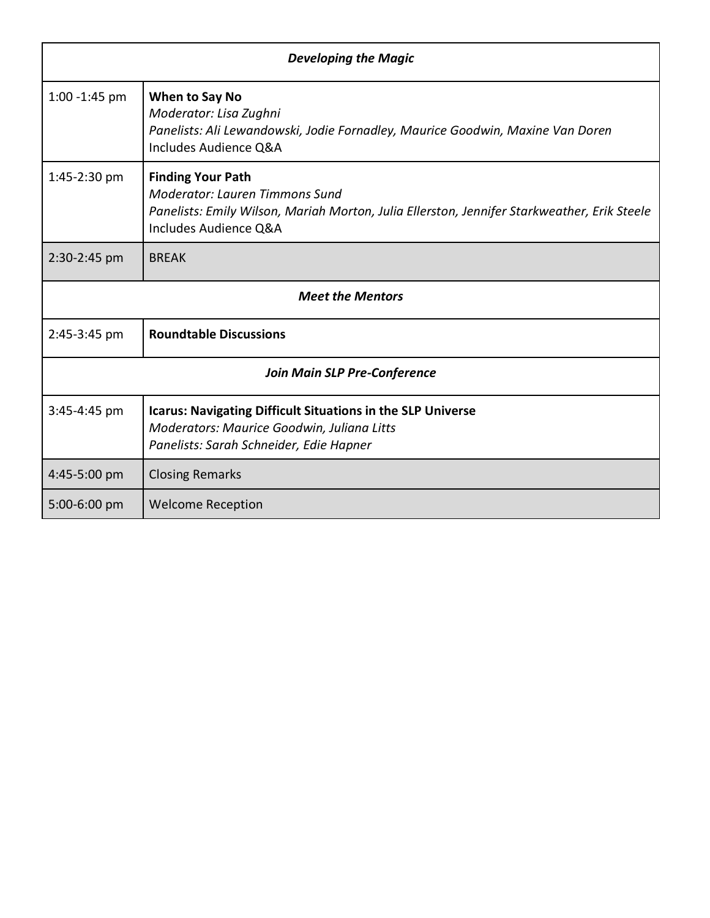| | |
|---|---|
| ***Developing the Magic*** | |
| 1:00 -1:45 pm | **When to Say No**<br>*Moderator: Lisa Zughni*<br>*Panelists: Ali Lewandowski, Jodie Fornadley, Maurice Goodwin, Maxine Van Doren*<br>Includes Audience Q&A |
| 1:45-2:30 pm | **Finding Your Path**<br>*Moderator: Lauren Timmons Sund*<br>*Panelists: Emily Wilson, Mariah Morton, Julia Ellerston, Jennifer Starkweather, Erik Steele*<br>Includes Audience Q&A |
| 2:30-2:45 pm | BREAK |
| ***Meet the Mentors*** | |
| 2:45-3:45 pm | **Roundtable Discussions** |
| ***Join Main SLP Pre-Conference*** | |
| 3:45-4:45 pm | **Icarus: Navigating Difficult Situations in the SLP Universe**<br>*Moderators: Maurice Goodwin, Juliana Litts*<br>*Panelists: Sarah Schneider, Edie Hapner* |
| 4:45-5:00 pm | Closing Remarks |
| 5:00-6:00 pm | Welcome Reception |